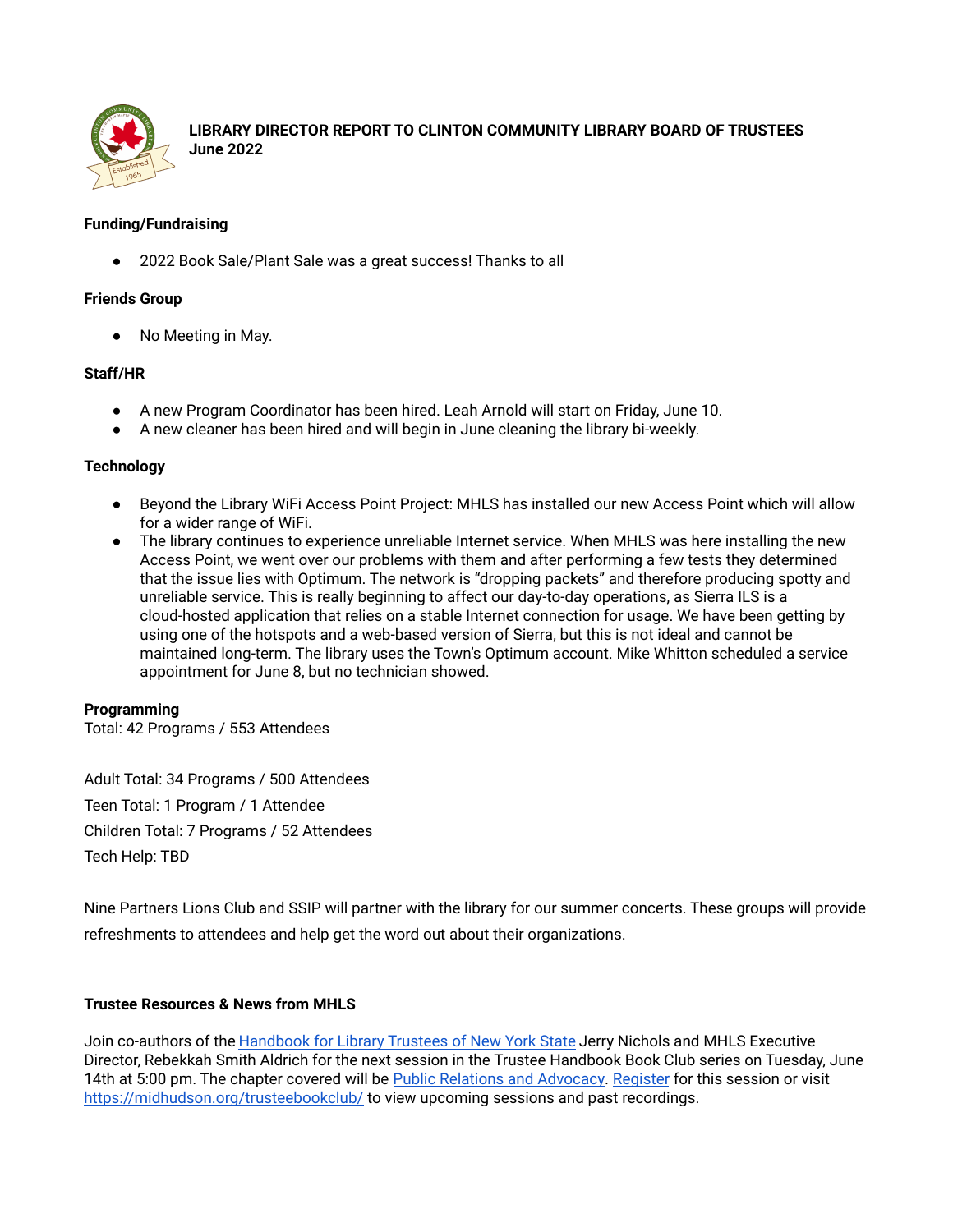# LIBRARY DIRECTOR REPORT TO CLINTON COMMUNITY LIBRARY BOARD OF TRUSTEES
**June 2022**

**Funding/Fundraising**

- 2022 Book Sale/Plant Sale was a great success! Thanks to all

**Friends Group**

- No Meeting in May.

**Staff/HR**

- A new Program Coordinator has been hired. Leah Arnold will start on Friday, June 10.
- A new cleaner has been hired and will begin in June cleaning the library bi-weekly.

**Technology**

- Beyond the Library WiFi Access Point Project: MHLS has installed our new Access Point which will allow for a wider range of WiFi.
- The library continues to experience unreliable Internet service. When MHLS was here installing the new Access Point, we went over our problems with them and after performing a few tests they determined that the issue lies with Optimum. The network is "dropping packets" and therefore producing spotty and unreliable service. This is really beginning to affect our day-to-day operations, as Sierra ILS is a cloud-hosted application that relies on a stable Internet connection for usage. We have been getting by using one of the hotspots and a web-based version of Sierra, but this is not ideal and cannot be maintained long-term. The library uses the Town's Optimum account. Mike Whitton scheduled a service appointment for June 8, but no technician showed.

**Programming**
Total: 42 Programs / 553 Attendees

Adult Total: 34 Programs / 500 Attendees

Teen Total: 1 Program / 1 Attendee

Children Total: 7 Programs / 52 Attendees

Tech Help: TBD

Nine Partners Lions Club and SSIP will partner with the library for our summer concerts. These groups will provide refreshments to attendees and help get the word out about their organizations.

**Trustee Resources & News from MHLS**

Join co-authors of the Handbook for Library Trustees of New York State Jerry Nichols and MHLS Executive Director, Rebekkah Smith Aldrich for the next session in the Trustee Handbook Book Club series on Tuesday, June 14th at 5:00 pm. The chapter covered will be Public Relations and Advocacy. Register for this session or visit https://midhudson.org/trusteebookclub/ to view upcoming sessions and past recordings.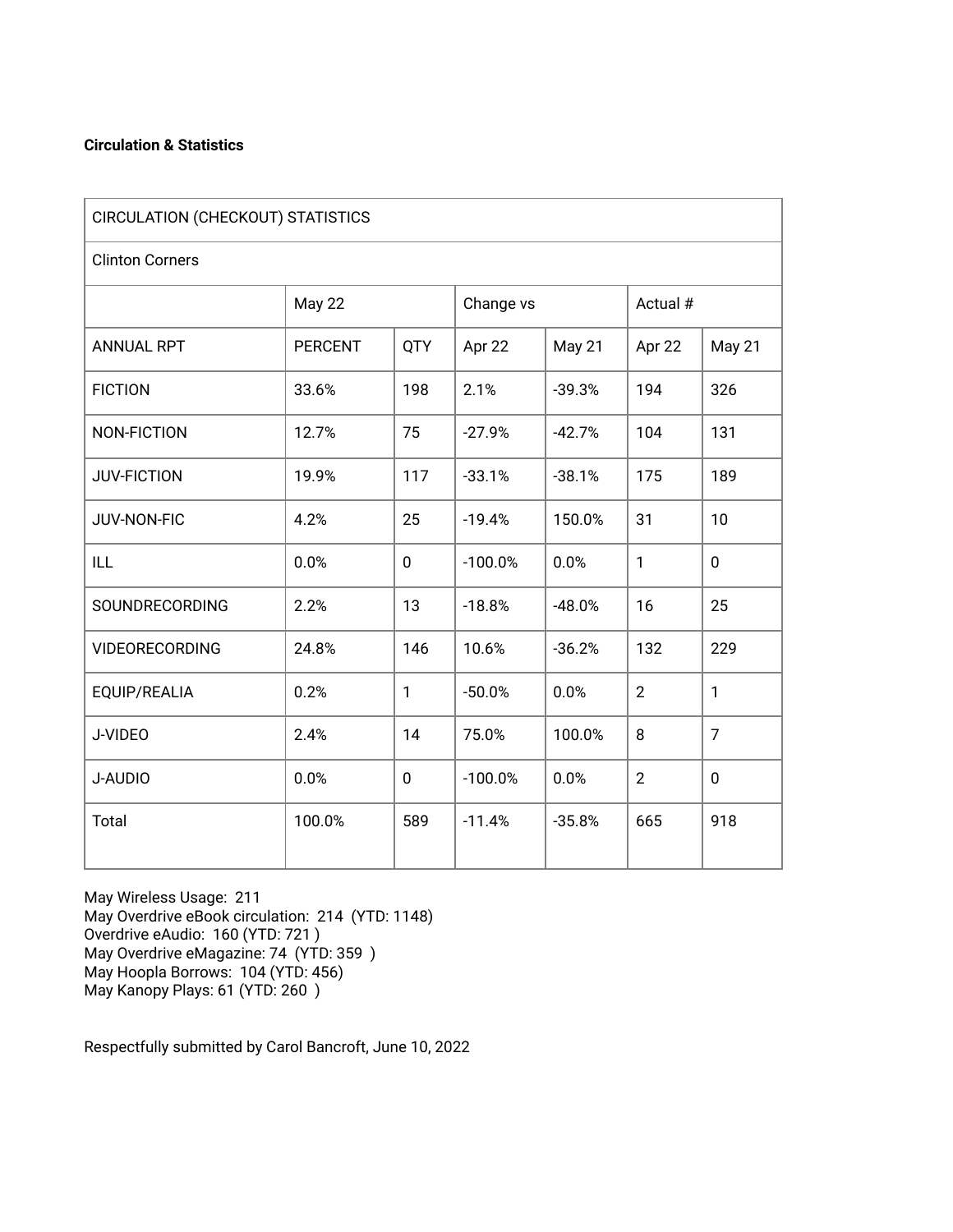**Circulation & Statistics**

| CIRCULATION (CHECKOUT) STATISTICS | | | | | | |
|---|---|---|---|---|---|---|
| Clinton Corners | | | | | | |
| | May 22 | | Change vs | | Actual # | |
| ANNUAL RPT | PERCENT | QTY | Apr 22 | May 21 | Apr 22 | May 21 |
| FICTION | 33.6% | 198 | 2.1% | -39.3% | 194 | 326 |
| NON-FICTION | 12.7% | 75 | -27.9% | -42.7% | 104 | 131 |
| JUV-FICTION | 19.9% | 117 | -33.1% | -38.1% | 175 | 189 |
| JUV-NON-FIC | 4.2% | 25 | -19.4% | 150.0% | 31 | 10 |
| ILL | 0.0% | 0 | -100.0% | 0.0% | 1 | 0 |
| SOUNDRECORDING | 2.2% | 13 | -18.8% | -48.0% | 16 | 25 |
| VIDEORECORDING | 24.8% | 146 | 10.6% | -36.2% | 132 | 229 |
| EQUIP/REALIA | 0.2% | 1 | -50.0% | 0.0% | 2 | 1 |
| J-VIDEO | 2.4% | 14 | 75.0% | 100.0% | 8 | 7 |
| J-AUDIO | 0.0% | 0 | -100.0% | 0.0% | 2 | 0 |
| Total | 100.0% | 589 | -11.4% | -35.8% | 665 | 918 |

May Wireless Usage: 211
May Overdrive eBook circulation: 214 (YTD: 1148)
Overdrive eAudio: 160 (YTD: 721 )
May Overdrive eMagazine: 74 (YTD: 359 )
May Hoopla Borrows: 104 (YTD: 456)
May Kanopy Plays: 61 (YTD: 260 )

Respectfully submitted by Carol Bancroft, June 10, 2022